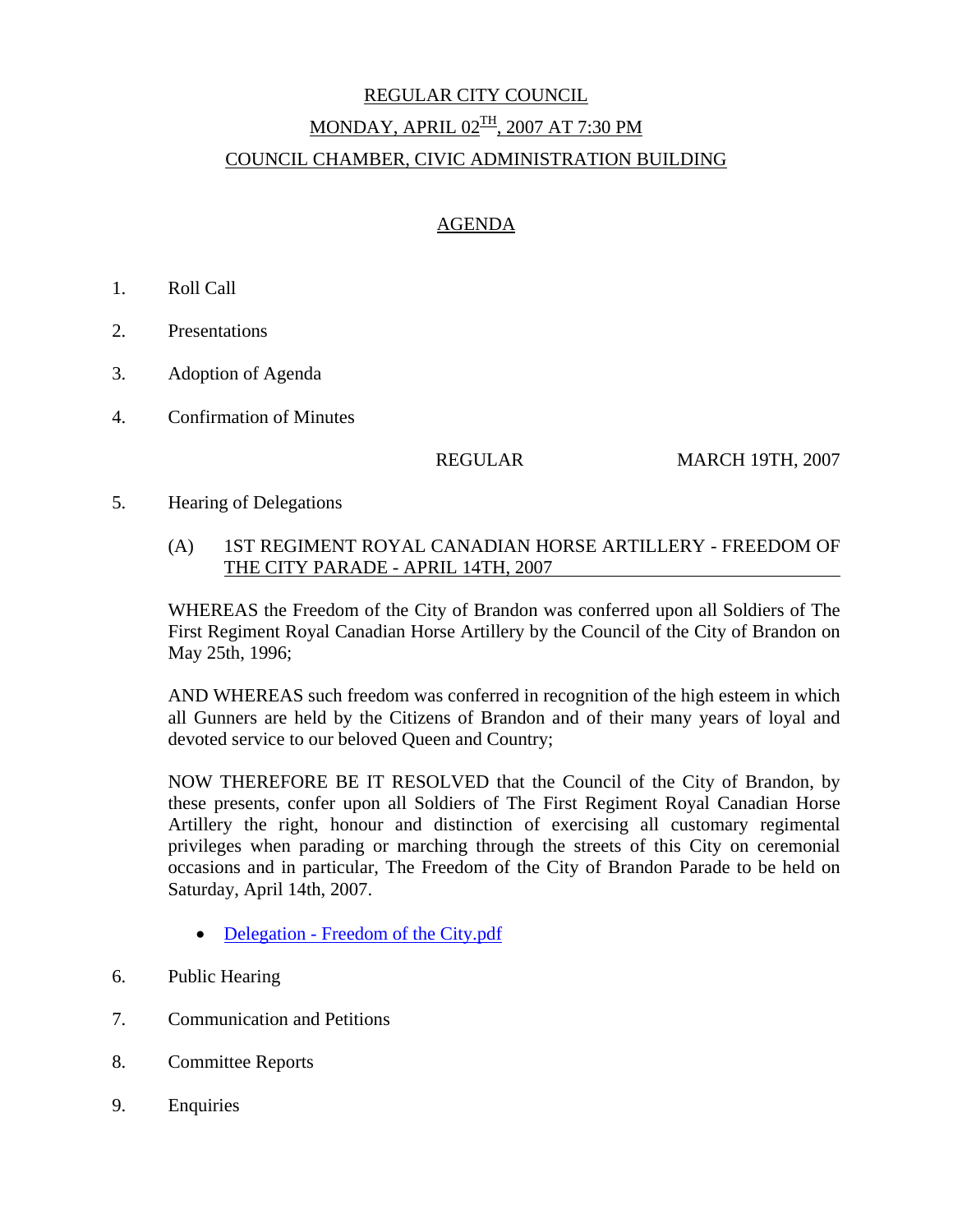# REGULAR CITY COUNCIL

## MONDAY, APRIL 02TH, 2007 AT 7:30 PM

## COUNCIL CHAMBER, CIVIC ADMINISTRATION BUILDING

## AGENDA

1. Roll Call

2. Presentations

3. Adoption of Agenda

4. Confirmation of Minutes

   REGULAR MARCH 19TH, 2007

5. Hearing of Delegations

   (A) 1ST REGIMENT ROYAL CANADIAN HORSE ARTILLERY - FREEDOM OF THE CITY PARADE - APRIL 14TH, 2007

   WHEREAS the Freedom of the City of Brandon was conferred upon all Soldiers of The First Regiment Royal Canadian Horse Artillery by the Council of the City of Brandon on May 25th, 1996;

   AND WHEREAS such freedom was conferred in recognition of the high esteem in which all Gunners are held by the Citizens of Brandon and of their many years of loyal and devoted service to our beloved Queen and Country;

   NOW THEREFORE BE IT RESOLVED that the Council of the City of Brandon, by these presents, confer upon all Soldiers of The First Regiment Royal Canadian Horse Artillery the right, honour and distinction of exercising all customary regimental privileges when parading or marching through the streets of this City on ceremonial occasions and in particular, The Freedom of the City of Brandon Parade to be held on Saturday, April 14th, 2007.

   - Delegation - Freedom of the City.pdf

6. Public Hearing

7. Communication and Petitions

8. Committee Reports

9. Enquiries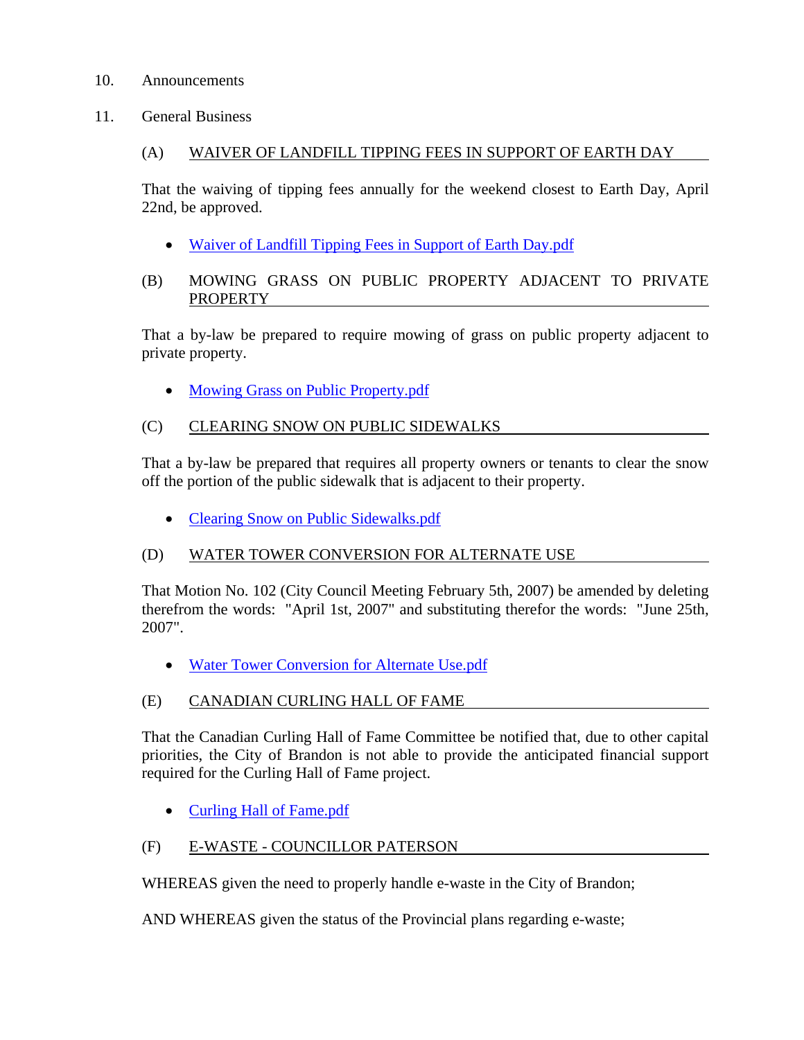10. Announcements

11. General Business

(A) WAIVER OF LANDFILL TIPPING FEES IN SUPPORT OF EARTH DAY

That the waiving of tipping fees annually for the weekend closest to Earth Day, April 22nd, be approved.

- Waiver of Landfill Tipping Fees in Support of Earth Day.pdf

(B) MOWING GRASS ON PUBLIC PROPERTY ADJACENT TO PRIVATE PROPERTY

That a by-law be prepared to require mowing of grass on public property adjacent to private property.

- Mowing Grass on Public Property.pdf

(C) CLEARING SNOW ON PUBLIC SIDEWALKS

That a by-law be prepared that requires all property owners or tenants to clear the snow off the portion of the public sidewalk that is adjacent to their property.

- Clearing Snow on Public Sidewalks.pdf

(D) WATER TOWER CONVERSION FOR ALTERNATE USE

That Motion No. 102 (City Council Meeting February 5th, 2007) be amended by deleting therefrom the words: "April 1st, 2007" and substituting therefor the words: "June 25th, 2007".

- Water Tower Conversion for Alternate Use.pdf

(E) CANADIAN CURLING HALL OF FAME

That the Canadian Curling Hall of Fame Committee be notified that, due to other capital priorities, the City of Brandon is not able to provide the anticipated financial support required for the Curling Hall of Fame project.

- Curling Hall of Fame.pdf

(F) E-WASTE - COUNCILLOR PATERSON

WHEREAS given the need to properly handle e-waste in the City of Brandon;

AND WHEREAS given the status of the Provincial plans regarding e-waste;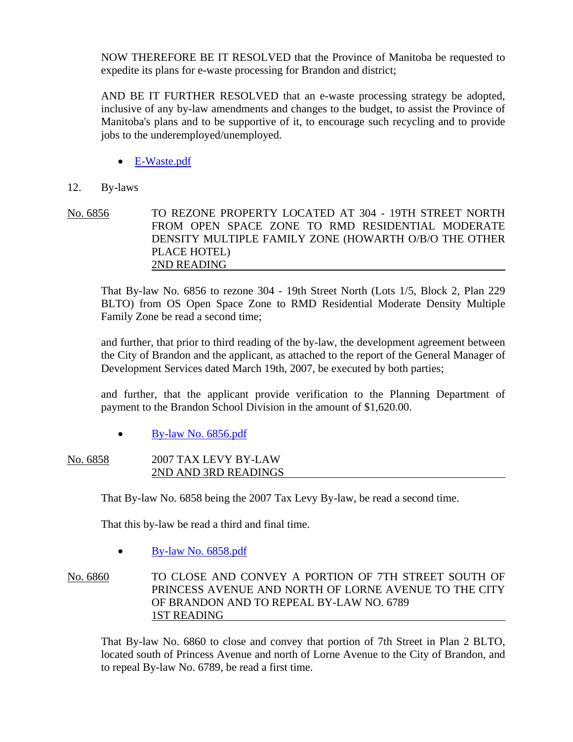NOW THEREFORE BE IT RESOLVED that the Province of Manitoba be requested to expedite its plans for e-waste processing for Brandon and district;

AND BE IT FURTHER RESOLVED that an e-waste processing strategy be adopted, inclusive of any by-law amendments and changes to the budget, to assist the Province of Manitoba's plans and to be supportive of it, to encourage such recycling and to provide jobs to the underemployed/unemployed.

- E-Waste.pdf

12. By-laws

**No. 6856** TO REZONE PROPERTY LOCATED AT 304 - 19TH STREET NORTH FROM OPEN SPACE ZONE TO RMD RESIDENTIAL MODERATE DENSITY MULTIPLE FAMILY ZONE (HOWARTH O/B/O THE OTHER PLACE HOTEL)
2ND READING

That By-law No. 6856 to rezone 304 - 19th Street North (Lots 1/5, Block 2, Plan 229 BLTO) from OS Open Space Zone to RMD Residential Moderate Density Multiple Family Zone be read a second time;

and further, that prior to third reading of the by-law, the development agreement between the City of Brandon and the applicant, as attached to the report of the General Manager of Development Services dated March 19th, 2007, be executed by both parties;

and further, that the applicant provide verification to the Planning Department of payment to the Brandon School Division in the amount of $1,620.00.

- By-law No. 6856.pdf

**No. 6858** 2007 TAX LEVY BY-LAW
2ND AND 3RD READINGS

That By-law No. 6858 being the 2007 Tax Levy By-law, be read a second time.

That this by-law be read a third and final time.

- By-law No. 6858.pdf

**No. 6860** TO CLOSE AND CONVEY A PORTION OF 7TH STREET SOUTH OF PRINCESS AVENUE AND NORTH OF LORNE AVENUE TO THE CITY OF BRANDON AND TO REPEAL BY-LAW NO. 6789
1ST READING

That By-law No. 6860 to close and convey that portion of 7th Street in Plan 2 BLTO, located south of Princess Avenue and north of Lorne Avenue to the City of Brandon, and to repeal By-law No. 6789, be read a first time.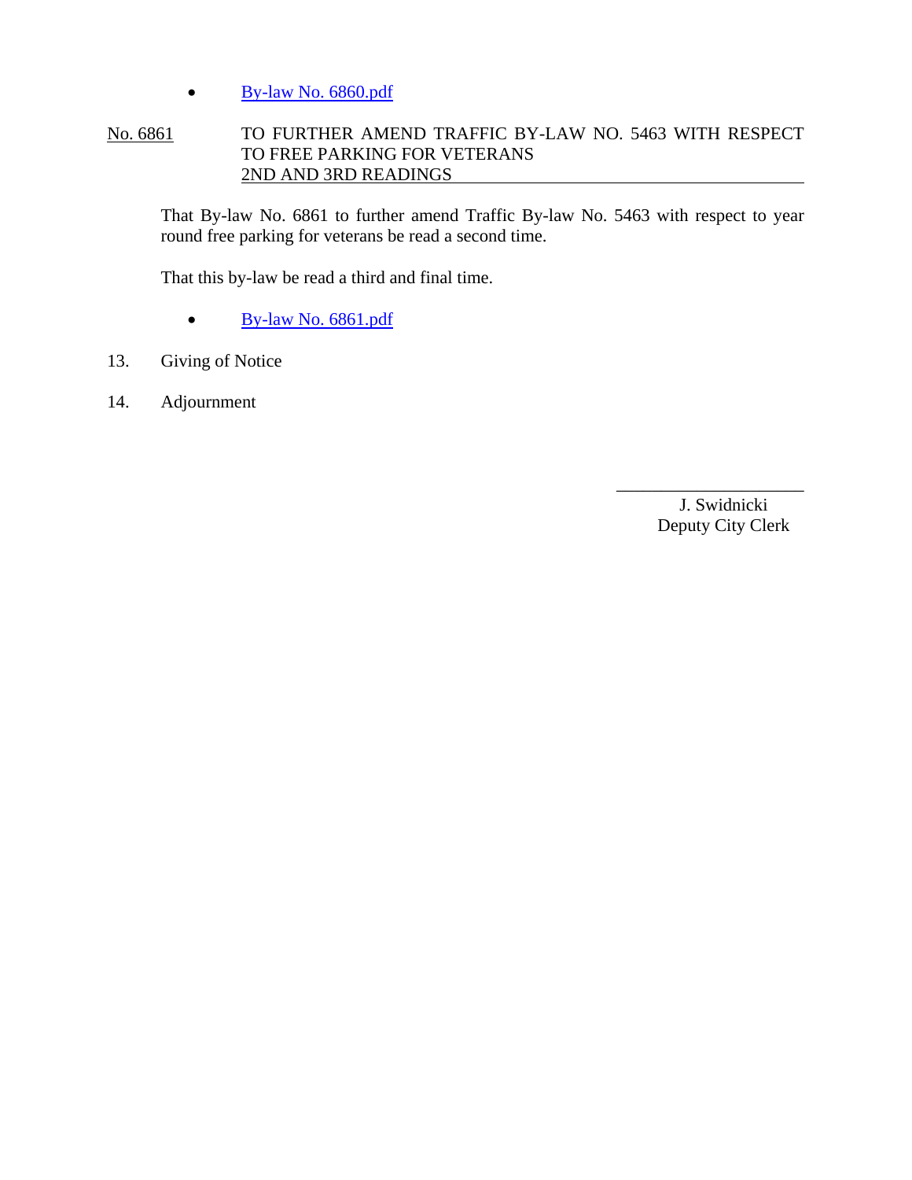- By-law No. 6860.pdf

No. 6861 TO FURTHER AMEND TRAFFIC BY-LAW NO. 5463 WITH RESPECT TO FREE PARKING FOR VETERANS
2ND AND 3RD READINGS

That By-law No. 6861 to further amend Traffic By-law No. 5463 with respect to year round free parking for veterans be read a second time.

That this by-law be read a third and final time.

- By-law No. 6861.pdf

13. Giving of Notice

14. Adjournment

J. Swidnicki
Deputy City Clerk